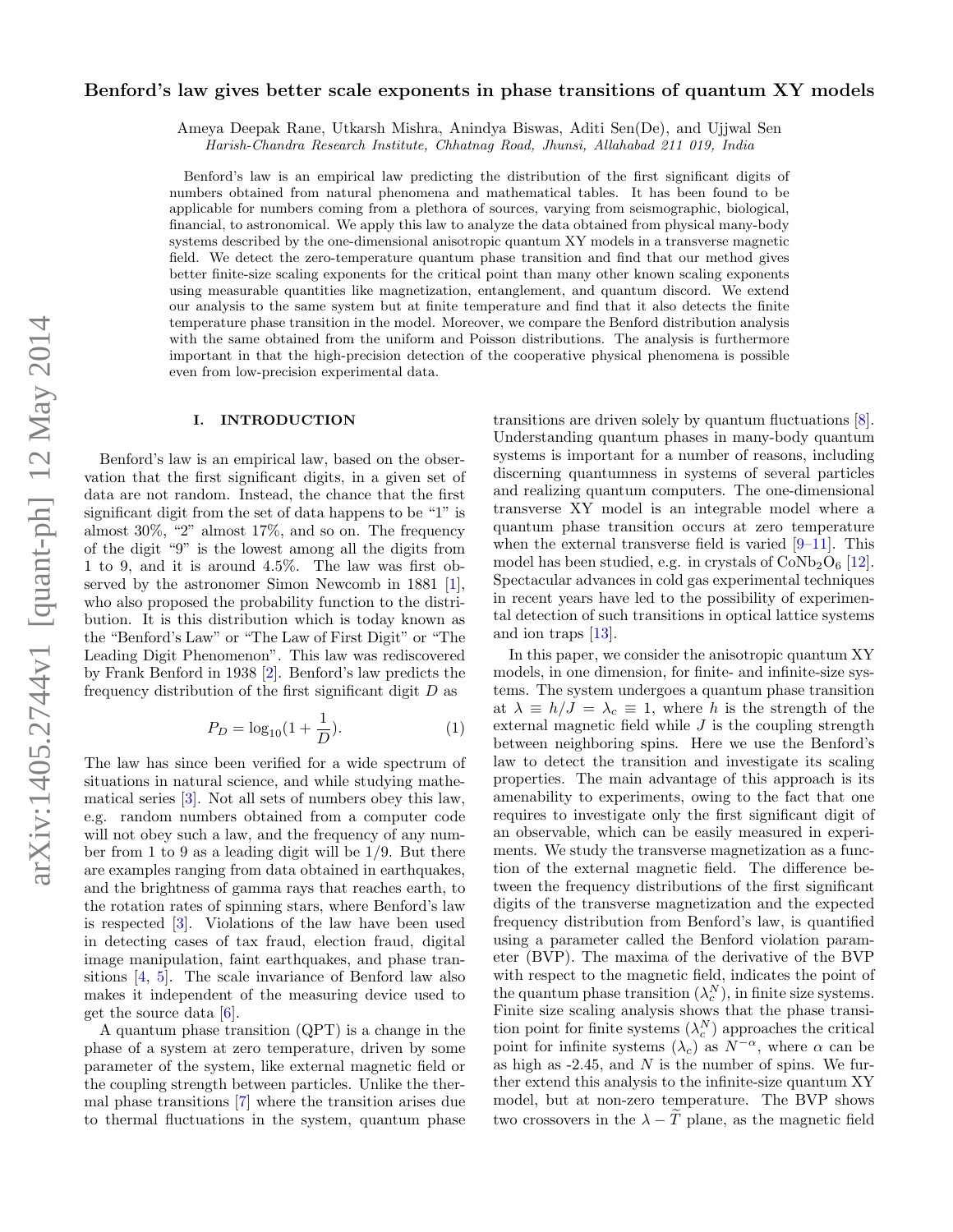# Benford's law gives better scale exponents in phase transitions of quantum XY models

Ameya Deepak Rane, Utkarsh Mishra, Anindya Biswas, Aditi Sen(De), and Ujjwal Sen

*Harish-Chandra Research Institute, Chhatnag Road, Jhunsi, Allahabad 211 019, India*

Benford's law is an empirical law predicting the distribution of the first significant digits of numbers obtained from natural phenomena and mathematical tables. It has been found to be applicable for numbers coming from a plethora of sources, varying from seismographic, biological, financial, to astronomical. We apply this law to analyze the data obtained from physical many-body systems described by the one-dimensional anisotropic quantum XY models in a transverse magnetic field. We detect the zero-temperature quantum phase transition and find that our method gives better finite-size scaling exponents for the critical point than many other known scaling exponents using measurable quantities like magnetization, entanglement, and quantum discord. We extend our analysis to the same system but at finite temperature and find that it also detects the finite temperature phase transition in the model. Moreover, we compare the Benford distribution analysis with the same obtained from the uniform and Poisson distributions. The analysis is furthermore important in that the high-precision detection of the cooperative physical phenomena is possible even from low-precision experimental data.

## I. INTRODUCTION

Benford's law is an empirical law, based on the observation that the first significant digits, in a given set of data are not random. Instead, the chance that the first significant digit from the set of data happens to be "1" is almost 30%, "2" almost 17%, and so on. The frequency of the digit "9" is the lowest among all the digits from 1 to 9, and it is around 4.5%. The law was first observed by the astronomer Simon Newcomb in 1881 [1], who also proposed the probability function to the distribution. It is this distribution which is today known as the "Benford's Law" or "The Law of First Digit" or "The Leading Digit Phenomenon". This law was rediscovered by Frank Benford in 1938 [2]. Benford's law predicts the frequency distribution of the first significant digit $D$ as

$$P_D = \log_{10}(1 + \frac{1}{D}). \tag{1}$$

The law has since been verified for a wide spectrum of situations in natural science, and while studying mathematical series [3]. Not all sets of numbers obey this law, e.g. random numbers obtained from a computer code will not obey such a law, and the frequency of any number from 1 to 9 as a leading digit will be 1/9. But there are examples ranging from data obtained in earthquakes, and the brightness of gamma rays that reaches earth, to the rotation rates of spinning stars, where Benford's law is respected [3]. Violations of the law have been used in detecting cases of tax fraud, election fraud, digital image manipulation, faint earthquakes, and phase transitions [4, 5]. The scale invariance of Benford law also makes it independent of the measuring device used to get the source data [6].

A quantum phase transition (QPT) is a change in the phase of a system at zero temperature, driven by some parameter of the system, like external magnetic field or the coupling strength between particles. Unlike the thermal phase transitions [7] where the transition arises due to thermal fluctuations in the system, quantum phase transitions are driven solely by quantum fluctuations [8]. Understanding quantum phases in many-body quantum systems is important for a number of reasons, including discerning quantumness in systems of several particles and realizing quantum computers. The one-dimensional transverse XY model is an integrable model where a quantum phase transition occurs at zero temperature when the external transverse field is varied [9–11]. This model has been studied, e.g. in crystals of $CoNb_2O_6$ [12]. Spectacular advances in cold gas experimental techniques in recent years have led to the possibility of experimental detection of such transitions in optical lattice systems and ion traps [13].

In this paper, we consider the anisotropic quantum XY models, in one dimension, for finite- and infinite-size systems. The system undergoes a quantum phase transition at $\lambda \equiv h/J = \lambda_c \equiv 1$, where $h$ is the strength of the external magnetic field while $J$ is the coupling strength between neighboring spins. Here we use the Benford's law to detect the transition and investigate its scaling properties. The main advantage of this approach is its amenability to experiments, owing to the fact that one requires to investigate only the first significant digit of an observable, which can be easily measured in experiments. We study the transverse magnetization as a function of the external magnetic field. The difference between the frequency distributions of the first significant digits of the transverse magnetization and the expected frequency distribution from Benford's law, is quantified using a parameter called the Benford violation parameter (BVP). The maxima of the derivative of the BVP with respect to the magnetic field, indicates the point of the quantum phase transition ($\lambda_c^N$), in finite size systems. Finite size scaling analysis shows that the phase transition point for finite systems ($\lambda_c^N$) approaches the critical point for infinite systems ($\lambda_c$) as $N^{-\alpha}$, where $\alpha$ can be as high as -2.45, and $N$ is the number of spins. We further extend this analysis to the infinite-size quantum XY model, but at non-zero temperature. The BVP shows two crossovers in the $\lambda - \widetilde{T}$ plane, as the magnetic field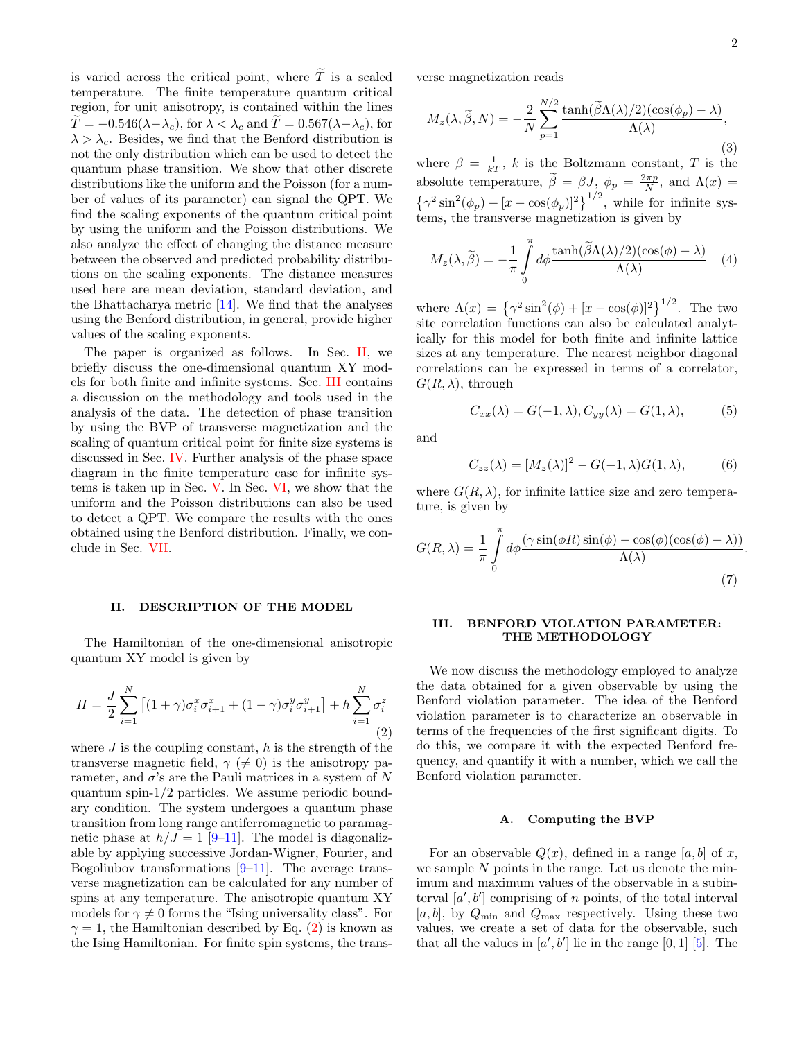is varied across the critical point, where $\widetilde{T}$ is a scaled temperature. The finite temperature quantum critical region, for unit anisotropy, is contained within the lines $\widetilde{T} = -0.546(\lambda - \lambda_c)$, for $\lambda < \lambda_c$ and $\widetilde{T} = 0.567(\lambda - \lambda_c)$, for $\lambda > \lambda_c$. Besides, we find that the Benford distribution is not the only distribution which can be used to detect the quantum phase transition. We show that other discrete distributions like the uniform and the Poisson (for a number of values of its parameter) can signal the QPT. We find the scaling exponents of the quantum critical point by using the uniform and the Poisson distributions. We also analyze the effect of changing the distance measure between the observed and predicted probability distributions on the scaling exponents. The distance measures used here are mean deviation, standard deviation, and the Bhattacharya metric [14]. We find that the analyses using the Benford distribution, in general, provide higher values of the scaling exponents.

The paper is organized as follows. In Sec. II, we briefly discuss the one-dimensional quantum XY models for both finite and infinite systems. Sec. III contains a discussion on the methodology and tools used in the analysis of the data. The detection of phase transition by using the BVP of transverse magnetization and the scaling of quantum critical point for finite size systems is discussed in Sec. IV. Further analysis of the phase space diagram in the finite temperature case for infinite systems is taken up in Sec. V. In Sec. VI, we show that the uniform and the Poisson distributions can also be used to detect a QPT. We compare the results with the ones obtained using the Benford distribution. Finally, we conclude in Sec. VII.

## II. DESCRIPTION OF THE MODEL

The Hamiltonian of the one-dimensional anisotropic quantum XY model is given by

$$H = \frac{J}{2}\sum_{i=1}^{N}\left[(1+\gamma)\sigma_i^x\sigma_{i+1}^x + (1-\gamma)\sigma_i^y\sigma_{i+1}^y\right] + h\sum_{i=1}^{N}\sigma_i^z \tag{2}$$

where $J$ is the coupling constant, $h$ is the strength of the transverse magnetic field, $\gamma$ ($\neq 0$) is the anisotropy parameter, and $\sigma$'s are the Pauli matrices in a system of $N$ quantum spin-1/2 particles. We assume periodic boundary condition. The system undergoes a quantum phase transition from long range antiferromagnetic to paramagnetic phase at $h/J = 1$ [9–11]. The model is diagonalizable by applying successive Jordan-Wigner, Fourier, and Bogoliubov transformations [9–11]. The average transverse magnetization can be calculated for any number of spins at any temperature. The anisotropic quantum XY models for $\gamma \neq 0$ forms the "Ising universality class". For $\gamma = 1$, the Hamiltonian described by Eq. (2) is known as the Ising Hamiltonian. For finite spin systems, the transverse magnetization reads

$$M_z(\lambda, \widetilde{\beta}, N) = -\frac{2}{N}\sum_{p=1}^{N/2}\frac{\tanh(\widetilde{\beta}\Lambda(\lambda)/2)(\cos(\phi_p) - \lambda)}{\Lambda(\lambda)}, \tag{3}$$

where $\beta = \frac{1}{kT}$, $k$ is the Boltzmann constant, $T$ is the absolute temperature, $\widetilde{\beta} = \beta J$, $\phi_p = \frac{2\pi p}{N}$, and $\Lambda(x) = \left\{\gamma^2 \sin^2(\phi_p) + [x - \cos(\phi_p)]^2\right\}^{1/2}$, while for infinite systems, the transverse magnetization is given by

$$M_z(\lambda, \widetilde{\beta}) = -\frac{1}{\pi}\int_0^{\pi} d\phi \frac{\tanh(\widetilde{\beta}\Lambda(\lambda)/2)(\cos(\phi) - \lambda)}{\Lambda(\lambda)} \tag{4}$$

where $\Lambda(x) = \left\{\gamma^2 \sin^2(\phi) + [x - \cos(\phi)]^2\right\}^{1/2}$. The two site correlation functions can also be calculated analytically for this model for both finite and infinite lattice sizes at any temperature. The nearest neighbor diagonal correlations can be expressed in terms of a correlator, $G(R, \lambda)$, through

$$C_{xx}(\lambda) = G(-1, \lambda), C_{yy}(\lambda) = G(1, \lambda), \tag{5}$$

and

$$C_{zz}(\lambda) = [M_z(\lambda)]^2 - G(-1, \lambda)G(1, \lambda), \tag{6}$$

where $G(R, \lambda)$, for infinite lattice size and zero temperature, is given by

$$G(R, \lambda) = \frac{1}{\pi}\int_0^{\pi} d\phi \frac{(\gamma \sin(\phi R)\sin(\phi) - \cos(\phi)(\cos(\phi) - \lambda))}{\Lambda(\lambda)}. \tag{7}$$

## III. BENFORD VIOLATION PARAMETER: THE METHODOLOGY

We now discuss the methodology employed to analyze the data obtained for a given observable by using the Benford violation parameter. The idea of the Benford violation parameter is to characterize an observable in terms of the frequencies of the first significant digits. To do this, we compare it with the expected Benford frequency, and quantify it with a number, which we call the Benford violation parameter.

### A. Computing the BVP

For an observable $Q(x)$, defined in a range $[a, b]$ of $x$, we sample $N$ points in the range. Let us denote the minimum and maximum values of the observable in a subinterval $[a', b']$ comprising of $n$ points, of the total interval $[a, b]$, by $Q_{\min}$ and $Q_{\max}$ respectively. Using these two values, we create a set of data for the observable, such that all the values in $[a', b']$ lie in the range $[0, 1]$ [5]. The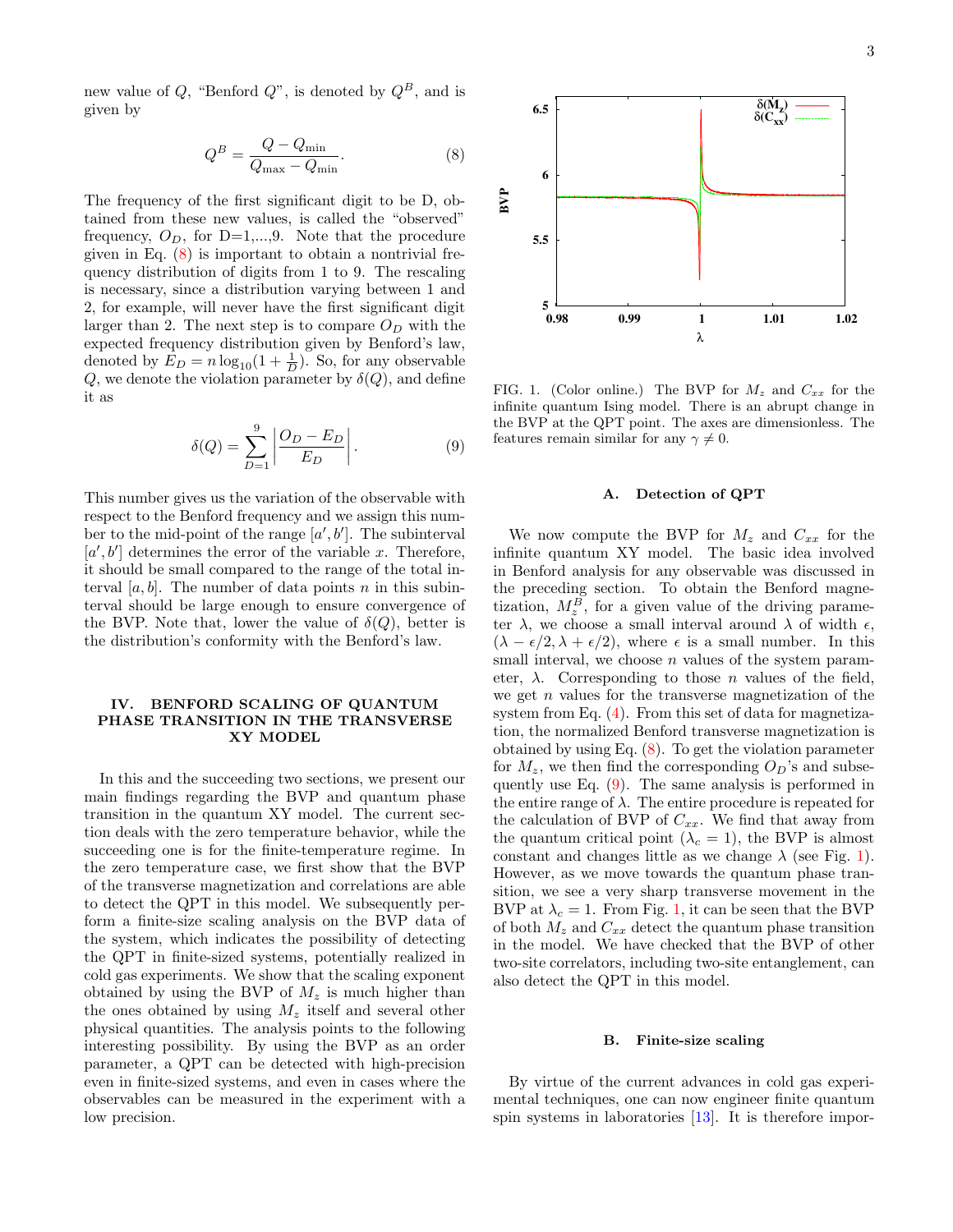new value of $Q$, "Benford $Q$", is denoted by $Q^B$, and is given by

$$Q^B = \frac{Q - Q_{\min}}{Q_{\max} - Q_{\min}}. \tag{8}$$

The frequency of the first significant digit to be D, obtained from these new values, is called the "observed" frequency, $O_D$, for D=1,...,9. Note that the procedure given in Eq. (8) is important to obtain a nontrivial frequency distribution of digits from 1 to 9. The rescaling is necessary, since a distribution varying between 1 and 2, for example, will never have the first significant digit larger than 2. The next step is to compare $O_D$ with the expected frequency distribution given by Benford's law, denoted by $E_D = n \log_{10}(1 + \frac{1}{D})$. So, for any observable $Q$, we denote the violation parameter by $\delta(Q)$, and define it as

$$\delta(Q) = \sum_{D=1}^{9} \left| \frac{O_D - E_D}{E_D} \right|. \tag{9}$$

This number gives us the variation of the observable with respect to the Benford frequency and we assign this number to the mid-point of the range $[a', b']$. The subinterval $[a', b']$ determines the error of the variable $x$. Therefore, it should be small compared to the range of the total interval $[a, b]$. The number of data points $n$ in this subinterval should be large enough to ensure convergence of the BVP. Note that, lower the value of $\delta(Q)$, better is the distribution's conformity with the Benford's law.

## IV. BENFORD SCALING OF QUANTUM PHASE TRANSITION IN THE TRANSVERSE XY MODEL

In this and the succeeding two sections, we present our main findings regarding the BVP and quantum phase transition in the quantum XY model. The current section deals with the zero temperature behavior, while the succeeding one is for the finite-temperature regime. In the zero temperature case, we first show that the BVP of the transverse magnetization and correlations are able to detect the QPT in this model. We subsequently perform a finite-size scaling analysis on the BVP data of the system, which indicates the possibility of detecting the QPT in finite-sized systems, potentially realized in cold gas experiments. We show that the scaling exponent obtained by using the BVP of $M_z$ is much higher than the ones obtained by using $M_z$ itself and several other physical quantities. The analysis points to the following interesting possibility. By using the BVP as an order parameter, a QPT can be detected with high-precision even in finite-sized systems, and even in cases where the observables can be measured in the experiment with a low precision.

FIG. 1. (Color online.) The BVP for $M_z$ and $C_{xx}$ for the infinite quantum Ising model. There is an abrupt change in the BVP at the QPT point. The axes are dimensionless. The features remain similar for any $\gamma \neq 0$.

### A. Detection of QPT

We now compute the BVP for $M_z$ and $C_{xx}$ for the infinite quantum XY model. The basic idea involved in Benford analysis for any observable was discussed in the preceding section. To obtain the Benford magnetization, $M_z^B$, for a given value of the driving parameter $\lambda$, we choose a small interval around $\lambda$ of width $\epsilon$, $(\lambda - \epsilon/2, \lambda + \epsilon/2)$, where $\epsilon$ is a small number. In this small interval, we choose $n$ values of the system parameter, $\lambda$. Corresponding to those $n$ values of the field, we get $n$ values for the transverse magnetization of the system from Eq. (4). From this set of data for magnetization, the normalized Benford transverse magnetization is obtained by using Eq. (8). To get the violation parameter for $M_z$, we then find the corresponding $O_D$'s and subsequently use Eq. (9). The same analysis is performed in the entire range of $\lambda$. The entire procedure is repeated for the calculation of BVP of $C_{xx}$. We find that away from the quantum critical point ($\lambda_c = 1$), the BVP is almost constant and changes little as we change $\lambda$ (see Fig. 1). However, as we move towards the quantum phase transition, we see a very sharp transverse movement in the BVP at $\lambda_c = 1$. From Fig. 1, it can be seen that the BVP of both $M_z$ and $C_{xx}$ detect the quantum phase transition in the model. We have checked that the BVP of other two-site correlators, including two-site entanglement, can also detect the QPT in this model.

### B. Finite-size scaling

By virtue of the current advances in cold gas experimental techniques, one can now engineer finite quantum spin systems in laboratories [13]. It is therefore impor-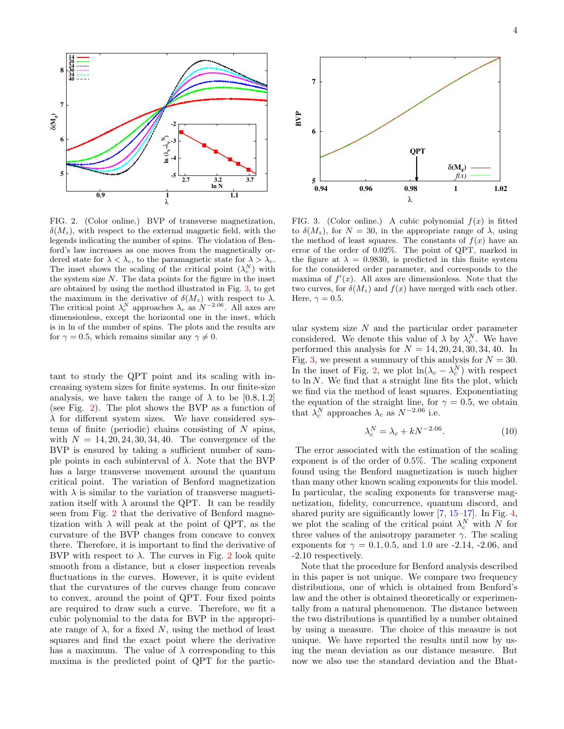FIG. 2. (Color online.) BVP of transverse magnetization, $\delta(M_z)$, with respect to the external magnetic field, with the legends indicating the number of spins. The violation of Benford's law increases as one moves from the magnetically ordered state for $\lambda < \lambda_c$, to the paramagnetic state for $\lambda > \lambda_c$. The inset shows the scaling of the critical point ($\lambda_c^N$) with the system size $N$. The data points for the figure in the inset are obtained by using the method illustrated in Fig. 3, to get the maximum in the derivative of $\delta(M_z)$ with respect to $\lambda$. The critical point $\lambda_c^N$ approaches $\lambda_c$ as $N^{-2.06}$. All axes are dimensionless, except the horizontal one in the inset, which is in ln of the number of spins. The plots and the results are for $\gamma = 0.5$, which remains similar any $\gamma \neq 0$.

FIG. 3. (Color online.) A cubic polynomial $f(x)$ is fitted to $\delta(M_z)$, for $N = 30$, in the appropriate range of $\lambda$, using the method of least squares. The constants of $f(x)$ have an error of the order of 0.02%. The point of QPT, marked in the figure at $\lambda = 0.9830$, is predicted in this finite system for the considered order parameter, and corresponds to the maxima of $f'(x)$. All axes are dimensionless. Note that the two curves, for $\delta(M_z)$ and $f(x)$ have merged with each other. Here, $\gamma = 0.5$.

tant to study the QPT point and its scaling with increasing system sizes for finite systems. In our finite-size analysis, we have taken the range of $\lambda$ to be $[0.8, 1.2]$ (see Fig. 2). The plot shows the BVP as a function of $\lambda$ for different system sizes. We have considered systems of finite (periodic) chains consisting of $N$ spins, with $N = 14, 20, 24, 30, 34, 40$. The convergence of the BVP is ensured by taking a sufficient number of sample points in each subinterval of $\lambda$. Note that the BVP has a large transverse movement around the quantum critical point. The variation of Benford magnetization with $\lambda$ is similar to the variation of transverse magnetization itself with $\lambda$ around the QPT. It can be readily seen from Fig. 2 that the derivative of Benford magnetization with $\lambda$ will peak at the point of QPT, as the curvature of the BVP changes from concave to convex there. Therefore, it is important to find the derivative of BVP with respect to $\lambda$. The curves in Fig. 2 look quite smooth from a distance, but a closer inspection reveals fluctuations in the curves. However, it is quite evident that the curvatures of the curves change from concave to convex, around the point of QPT. Four fixed points are required to draw such a curve. Therefore, we fit a cubic polynomial to the data for BVP in the appropriate range of $\lambda$, for a fixed $N$, using the method of least squares and find the exact point where the derivative has a maximum. The value of $\lambda$ corresponding to this maxima is the predicted point of QPT for the particular system size $N$ and the particular order parameter considered. We denote this value of $\lambda$ by $\lambda_c^N$. We have performed this analysis for $N = 14, 20, 24, 30, 34, 40$. In Fig. 3, we present a summary of this analysis for $N = 30$. In the inset of Fig. 2, we plot $\ln(\lambda_c - \lambda_c^N)$ with respect to $\ln N$. We find that a straight line fits the plot, which we find via the method of least squares. Exponentiating the equation of the straight line, for $\gamma = 0.5$, we obtain that $\lambda_c^N$ approaches $\lambda_c$ as $N^{-2.06}$ i.e.

$$\lambda_c^N = \lambda_c + kN^{-2.06}. \tag{10}$$

The error associated with the estimation of the scaling exponent is of the order of 0.5%. The scaling exponent found using the Benford magnetization is much higher than many other known scaling exponents for this model. In particular, the scaling exponents for transverse magnetization, fidelity, concurrence, quantum discord, and shared purity are significantly lower [7, 15–17]. In Fig. 4, we plot the scaling of the critical point $\lambda_c^N$ with $N$ for three values of the anisotropy parameter $\gamma$. The scaling exponents for $\gamma = 0.1, 0.5$, and 1.0 are -2.14, -2.06, and -2.10 respectively.

Note that the procedure for Benford analysis described in this paper is not unique. We compare two frequency distributions, one of which is obtained from Benford's law and the other is obtained theoretically or experimentally from a natural phenomenon. The distance between the two distributions is quantified by a number obtained by using a measure. The choice of this measure is not unique. We have reported the results until now by using the mean deviation as our distance measure. But now we also use the standard deviation and the Bhat-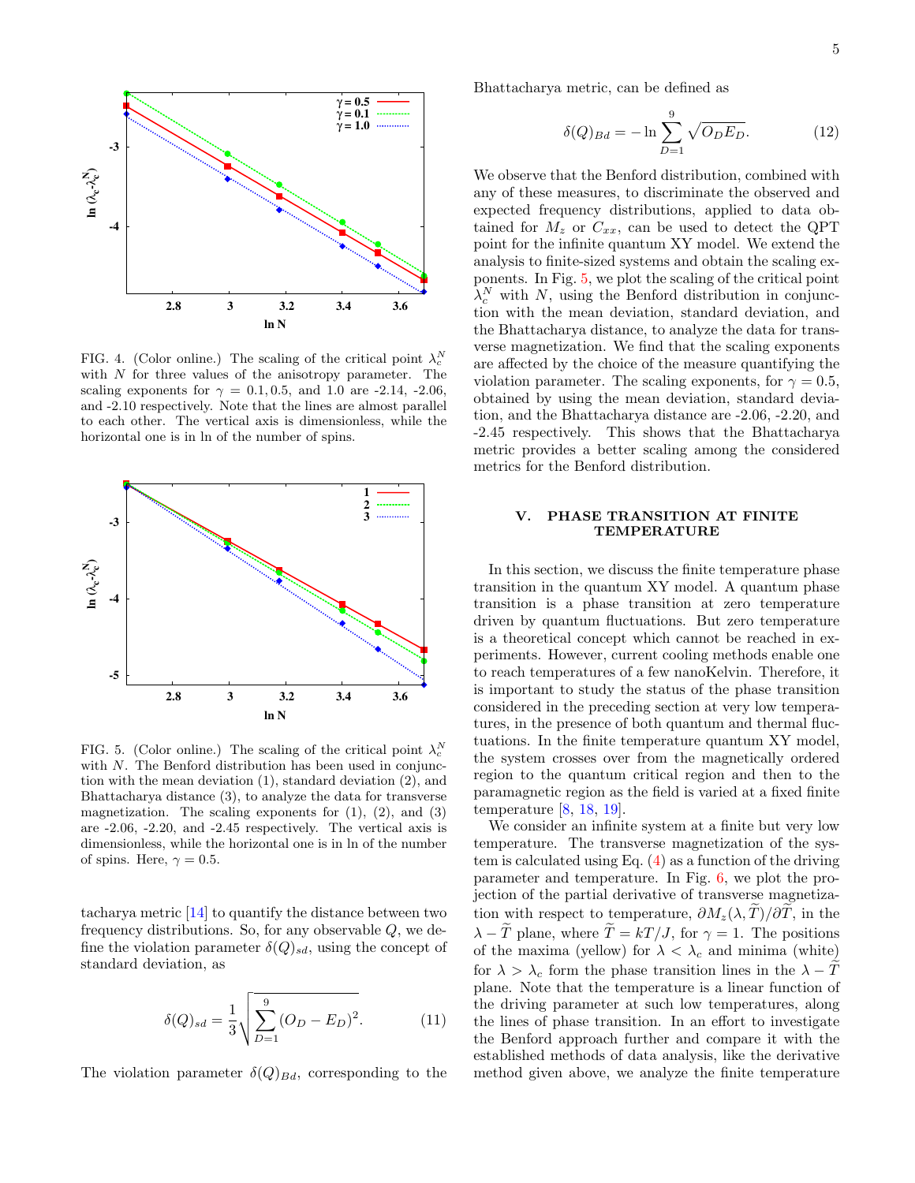FIG. 4. (Color online.) The scaling of the critical point $\lambda_c^N$ with $N$ for three values of the anisotropy parameter. The scaling exponents for $\gamma = 0.1, 0.5$, and $1.0$ are -2.14, -2.06, and -2.10 respectively. Note that the lines are almost parallel to each other. The vertical axis is dimensionless, while the horizontal one is in ln of the number of spins.

FIG. 5. (Color online.) The scaling of the critical point $\lambda_c^N$ with $N$. The Benford distribution has been used in conjunction with the mean deviation (1), standard deviation (2), and Bhattacharya distance (3), to analyze the data for transverse magnetization. The scaling exponents for (1), (2), and (3) are -2.06, -2.20, and -2.45 respectively. The vertical axis is dimensionless, while the horizontal one is in ln of the number of spins. Here, $\gamma = 0.5$.

tacharya metric [14] to quantify the distance between two frequency distributions. So, for any observable $Q$, we define the violation parameter $\delta(Q)_{sd}$, using the concept of standard deviation, as

$$\delta(Q)_{sd} = \frac{1}{3}\sqrt{\sum_{D=1}^{9}(O_D - E_D)^2}. \tag{11}$$

The violation parameter $\delta(Q)_{Bd}$, corresponding to the Bhattacharya metric, can be defined as

$$\delta(Q)_{Bd} = -\ln \sum_{D=1}^{9}\sqrt{O_D E_D}. \tag{12}$$

We observe that the Benford distribution, combined with any of these measures, to discriminate the observed and expected frequency distributions, applied to data obtained for $M_z$ or $C_{xx}$, can be used to detect the QPT point for the infinite quantum XY model. We extend the analysis to finite-sized systems and obtain the scaling exponents. In Fig. 5, we plot the scaling of the critical point $\lambda_c^N$ with $N$, using the Benford distribution in conjunction with the mean deviation, standard deviation, and the Bhattacharya distance, to analyze the data for transverse magnetization. We find that the scaling exponents are affected by the choice of the measure quantifying the violation parameter. The scaling exponents, for $\gamma = 0.5$, obtained by using the mean deviation, standard deviation, and the Bhattacharya distance are -2.06, -2.20, and -2.45 respectively. This shows that the Bhattacharya metric provides a better scaling among the considered metrics for the Benford distribution.

## V. PHASE TRANSITION AT FINITE TEMPERATURE

In this section, we discuss the finite temperature phase transition in the quantum XY model. A quantum phase transition is a phase transition at zero temperature driven by quantum fluctuations. But zero temperature is a theoretical concept which cannot be reached in experiments. However, current cooling methods enable one to reach temperatures of a few nanoKelvin. Therefore, it is important to study the status of the phase transition considered in the preceding section at very low temperatures, in the presence of both quantum and thermal fluctuations. In the finite temperature quantum XY model, the system crosses over from the magnetically ordered region to the quantum critical region and then to the paramagnetic region as the field is varied at a fixed finite temperature [8, 18, 19].

We consider an infinite system at a finite but very low temperature. The transverse magnetization of the system is calculated using Eq. (4) as a function of the driving parameter and temperature. In Fig. 6, we plot the projection of the partial derivative of transverse magnetization with respect to temperature, $\partial M_z(\lambda, \widetilde{T})/\partial \widetilde{T}$, in the $\lambda - \widetilde{T}$ plane, where $\widetilde{T} = kT/J$, for $\gamma = 1$. The positions of the maxima (yellow) for $\lambda < \lambda_c$ and minima (white) for $\lambda > \lambda_c$ form the phase transition lines in the $\lambda - \widetilde{T}$ plane. Note that the temperature is a linear function of the driving parameter at such low temperatures, along the lines of phase transition. In an effort to investigate the Benford approach further and compare it with the established methods of data analysis, like the derivative method given above, we analyze the finite temperature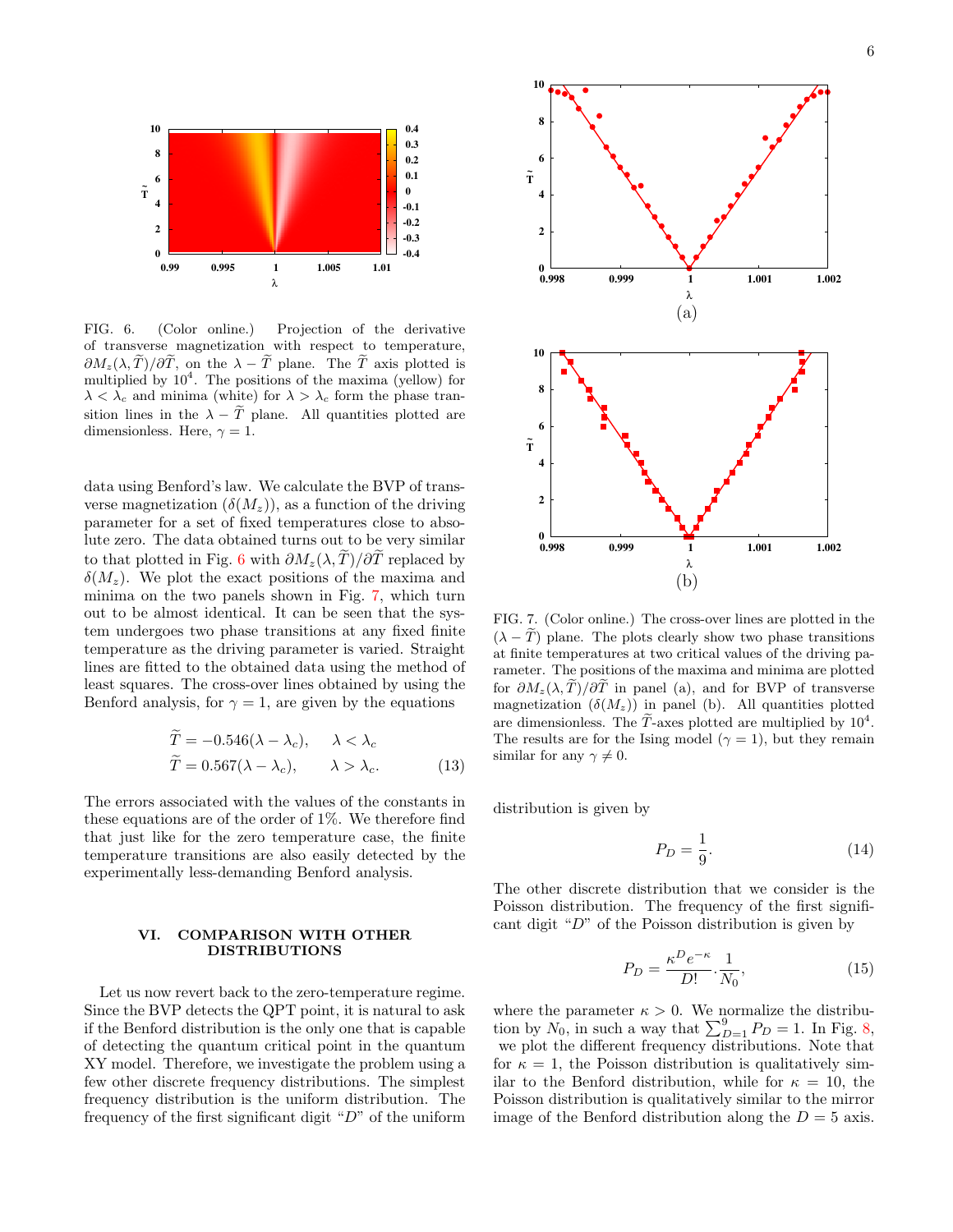FIG. 6. (Color online.) Projection of the derivative of transverse magnetization with respect to temperature, $\partial M_z(\lambda, \widetilde{T})/\partial \widetilde{T}$, on the $\lambda - \widetilde{T}$ plane. The $\widetilde{T}$ axis plotted is multiplied by $10^4$. The positions of the maxima (yellow) for $\lambda < \lambda_c$ and minima (white) for $\lambda > \lambda_c$ form the phase transition lines in the $\lambda - \widetilde{T}$ plane. All quantities plotted are dimensionless. Here, $\gamma = 1$.

data using Benford's law. We calculate the BVP of transverse magnetization ($\delta(M_z)$), as a function of the driving parameter for a set of fixed temperatures close to absolute zero. The data obtained turns out to be very similar to that plotted in Fig. 6 with $\partial M_z(\lambda, \widetilde{T})/\partial \widetilde{T}$ replaced by $\delta(M_z)$. We plot the exact positions of the maxima and minima on the two panels shown in Fig. 7, which turn out to be almost identical. It can be seen that the system undergoes two phase transitions at any fixed finite temperature as the driving parameter is varied. Straight lines are fitted to the obtained data using the method of least squares. The cross-over lines obtained by using the Benford analysis, for $\gamma = 1$, are given by the equations

$$
\begin{aligned}
\widetilde{T} &= -0.546(\lambda - \lambda_c), \qquad \lambda < \lambda_c \\
\widetilde{T} &= 0.567(\lambda - \lambda_c), \qquad \lambda > \lambda_c.
\end{aligned} \tag{13}
$$

The errors associated with the values of the constants in these equations are of the order of 1%. We therefore find that just like for the zero temperature case, the finite temperature transitions are also easily detected by the experimentally less-demanding Benford analysis.

FIG. 7. (Color online.) The cross-over lines are plotted in the $(\lambda - \widetilde{T})$ plane. The plots clearly show two phase transitions at finite temperatures at two critical values of the driving parameter. The positions of the maxima and minima are plotted for $\partial M_z(\lambda, \widetilde{T})/\partial \widetilde{T}$ in panel (a), and for BVP of transverse magnetization ($\delta(M_z)$) in panel (b). All quantities plotted are dimensionless. The $\widetilde{T}$-axes plotted are multiplied by $10^4$. The results are for the Ising model ($\gamma = 1$), but they remain similar for any $\gamma \neq 0$.

## VI. COMPARISON WITH OTHER DISTRIBUTIONS

Let us now revert back to the zero-temperature regime. Since the BVP detects the QPT point, it is natural to ask if the Benford distribution is the only one that is capable of detecting the quantum critical point in the quantum XY model. Therefore, we investigate the problem using a few other discrete frequency distributions. The simplest frequency distribution is the uniform distribution. The frequency of the first significant digit "$D$" of the uniform distribution is given by

$$
P_D = \frac{1}{9}. \tag{14}
$$

The other discrete distribution that we consider is the Poisson distribution. The frequency of the first significant digit "$D$" of the Poisson distribution is given by

$$
P_D = \frac{\kappa^D e^{-\kappa}}{D!} \cdot \frac{1}{N_0}, \tag{15}
$$

where the parameter $\kappa > 0$. We normalize the distribution by $N_0$, in such a way that $\sum_{D=1}^{9} P_D = 1$. In Fig. 8, we plot the different frequency distributions. Note that for $\kappa = 1$, the Poisson distribution is qualitatively similar to the Benford distribution, while for $\kappa = 10$, the Poisson distribution is qualitatively similar to the mirror image of the Benford distribution along the $D = 5$ axis.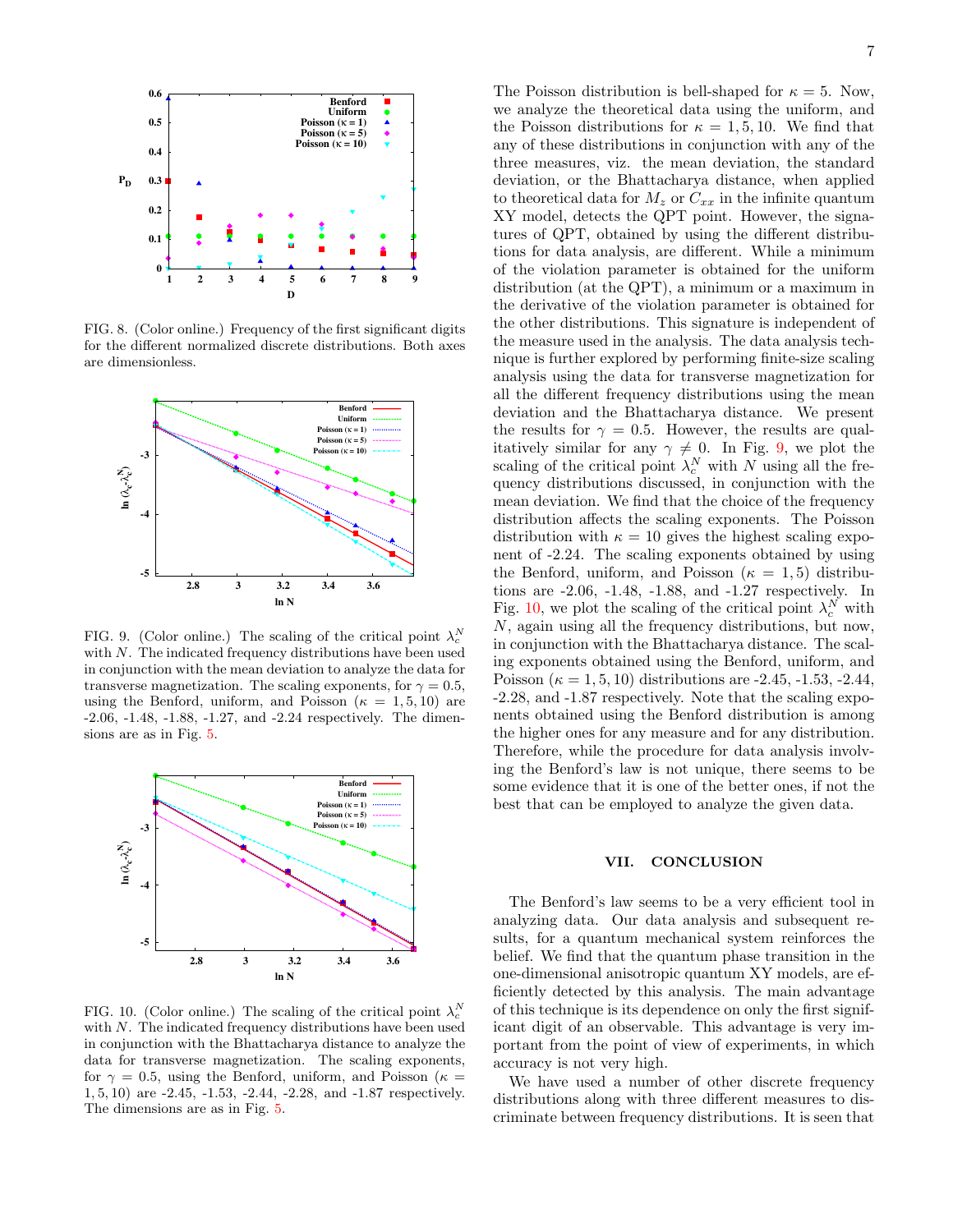FIG. 8. (Color online.) Frequency of the first significant digits for the different normalized discrete distributions. Both axes are dimensionless.

FIG. 9. (Color online.) The scaling of the critical point $\lambda_c^N$ with $N$. The indicated frequency distributions have been used in conjunction with the mean deviation to analyze the data for transverse magnetization. The scaling exponents, for $\gamma = 0.5$, using the Benford, uniform, and Poisson ($\kappa = 1, 5, 10$) are -2.06, -1.48, -1.88, -1.27, and -2.24 respectively. The dimensions are as in Fig. 5.

FIG. 10. (Color online.) The scaling of the critical point $\lambda_c^N$ with $N$. The indicated frequency distributions have been used in conjunction with the Bhattacharya distance to analyze the data for transverse magnetization. The scaling exponents, for $\gamma = 0.5$, using the Benford, uniform, and Poisson ($\kappa = 1, 5, 10$) are -2.45, -1.53, -2.44, -2.28, and -1.87 respectively. The dimensions are as in Fig. 5.

The Poisson distribution is bell-shaped for $\kappa = 5$. Now, we analyze the theoretical data using the uniform, and the Poisson distributions for $\kappa = 1, 5, 10$. We find that any of these distributions in conjunction with any of the three measures, viz. the mean deviation, the standard deviation, or the Bhattacharya distance, when applied to theoretical data for $M_z$ or $C_{xx}$ in the infinite quantum XY model, detects the QPT point. However, the signatures of QPT, obtained by using the different distributions for data analysis, are different. While a minimum of the violation parameter is obtained for the uniform distribution (at the QPT), a minimum or a maximum in the derivative of the violation parameter is obtained for the other distributions. This signature is independent of the measure used in the analysis. The data analysis technique is further explored by performing finite-size scaling analysis using the data for transverse magnetization for all the different frequency distributions using the mean deviation and the Bhattacharya distance. We present the results for $\gamma = 0.5$. However, the results are qualitatively similar for any $\gamma \neq 0$. In Fig. 9, we plot the scaling of the critical point $\lambda_c^N$ with $N$ using all the frequency distributions discussed, in conjunction with the mean deviation. We find that the choice of the frequency distribution affects the scaling exponents. The Poisson distribution with $\kappa = 10$ gives the highest scaling exponent of -2.24. The scaling exponents obtained by using the Benford, uniform, and Poisson ($\kappa = 1, 5$) distributions are -2.06, -1.48, -1.88, and -1.27 respectively. In Fig. 10, we plot the scaling of the critical point $\lambda_c^N$ with $N$, again using all the frequency distributions, but now, in conjunction with the Bhattacharya distance. The scaling exponents obtained using the Benford, uniform, and Poisson ($\kappa = 1, 5, 10$) distributions are -2.45, -1.53, -2.44, -2.28, and -1.87 respectively. Note that the scaling exponents obtained using the Benford distribution is among the higher ones for any measure and for any distribution. Therefore, while the procedure for data analysis involving the Benford's law is not unique, there seems to be some evidence that it is one of the better ones, if not the best that can be employed to analyze the given data.

## VII. CONCLUSION

The Benford's law seems to be a very efficient tool in analyzing data. Our data analysis and subsequent results, for a quantum mechanical system reinforces the belief. We find that the quantum phase transition in the one-dimensional anisotropic quantum XY models, are efficiently detected by this analysis. The main advantage of this technique is its dependence on only the first significant digit of an observable. This advantage is very important from the point of view of experiments, in which accuracy is not very high.

We have used a number of other discrete frequency distributions along with three different measures to discriminate between frequency distributions. It is seen that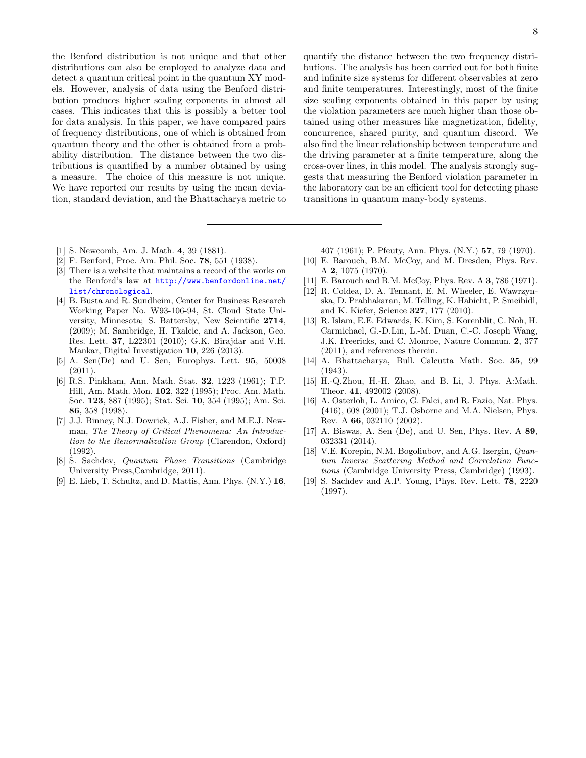the Benford distribution is not unique and that other distributions can also be employed to analyze data and detect a quantum critical point in the quantum XY models. However, analysis of data using the Benford distribution produces higher scaling exponents in almost all cases. This indicates that this is possibly a better tool for data analysis. In this paper, we have compared pairs of frequency distributions, one of which is obtained from quantum theory and the other is obtained from a probability distribution. The distance between the two distributions is quantified by a number obtained by using a measure. The choice of this measure is not unique. We have reported our results by using the mean deviation, standard deviation, and the Bhattacharya metric to quantify the distance between the two frequency distributions. The analysis has been carried out for both finite and infinite size systems for different observables at zero and finite temperatures. Interestingly, most of the finite size scaling exponents obtained in this paper by using the violation parameters are much higher than those obtained using other measures like magnetization, fidelity, concurrence, shared purity, and quantum discord. We also find the linear relationship between temperature and the driving parameter at a finite temperature, along the cross-over lines, in this model. The analysis strongly suggests that measuring the Benford violation parameter in the laboratory can be an efficient tool for detecting phase transitions in quantum many-body systems.

---

[1] S. Newcomb, Am. J. Math. **4**, 39 (1881).

[2] F. Benford, Proc. Am. Phil. Soc. **78**, 551 (1938).

[3] There is a website that maintains a record of the works on the Benford's law at http://www.benfordonline.net/list/chronological.

[4] B. Busta and R. Sundheim, Center for Business Research Working Paper No. W93-106-94, St. Cloud State University, Minnesota; S. Battersby, New Scientific **2714**, (2009); M. Sambridge, H. Tkalcic, and A. Jackson, Geo. Res. Lett. **37**, L22301 (2010); G.K. Birajdar and V.H. Mankar, Digital Investigation **10**, 226 (2013).

[5] A. Sen(De) and U. Sen, Europhys. Lett. **95**, 50008 (2011).

[6] R.S. Pinkham, Ann. Math. Stat. **32**, 1223 (1961); T.P. Hill, Am. Math. Mon. **102**, 322 (1995); Proc. Am. Math. Soc. **123**, 887 (1995); Stat. Sci. **10**, 354 (1995); Am. Sci. **86**, 358 (1998).

[7] J.J. Binney, N.J. Dowrick, A.J. Fisher, and M.E.J. Newman, *The Theory of Critical Phenomena: An Introduction to the Renormalization Group* (Clarendon, Oxford) (1992).

[8] S. Sachdev, *Quantum Phase Transitions* (Cambridge University Press,Cambridge, 2011).

[9] E. Lieb, T. Schultz, and D. Mattis, Ann. Phys. (N.Y.) **16**, 407 (1961); P. Pfeuty, Ann. Phys. (N.Y.) **57**, 79 (1970).

[10] E. Barouch, B.M. McCoy, and M. Dresden, Phys. Rev. A **2**, 1075 (1970).

[11] E. Barouch and B.M. McCoy, Phys. Rev. A **3**, 786 (1971).

[12] R. Coldea, D. A. Tennant, E. M. Wheeler, E. Wawrzynska, D. Prabhakaran, M. Telling, K. Habicht, P. Smeibidl, and K. Kiefer, Science **327**, 177 (2010).

[13] R. Islam, E.E. Edwards, K. Kim, S. Korenblit, C. Noh, H. Carmichael, G.-D.Lin, L.-M. Duan, C.-C. Joseph Wang, J.K. Freericks, and C. Monroe, Nature Commun. **2**, 377 (2011), and references therein.

[14] A. Bhattacharya, Bull. Calcutta Math. Soc. **35**, 99 (1943).

[15] H.-Q.Zhou, H.-H. Zhao, and B. Li, J. Phys. A:Math. Theor. **41**, 492002 (2008).

[16] A. Osterloh, L. Amico, G. Falci, and R. Fazio, Nat. Phys. **(**416), 608 (2001); T.J. Osborne and M.A. Nielsen, Phys. Rev. A **66**, 032110 (2002).

[17] A. Biswas, A. Sen (De), and U. Sen, Phys. Rev. A **89**, 032331 (2014).

[18] V.E. Korepin, N.M. Bogoliubov, and A.G. Izergin, *Quantum Inverse Scattering Method and Correlation Functions* (Cambridge University Press, Cambridge) (1993).

[19] S. Sachdev and A.P. Young, Phys. Rev. Lett. **78**, 2220 (1997).